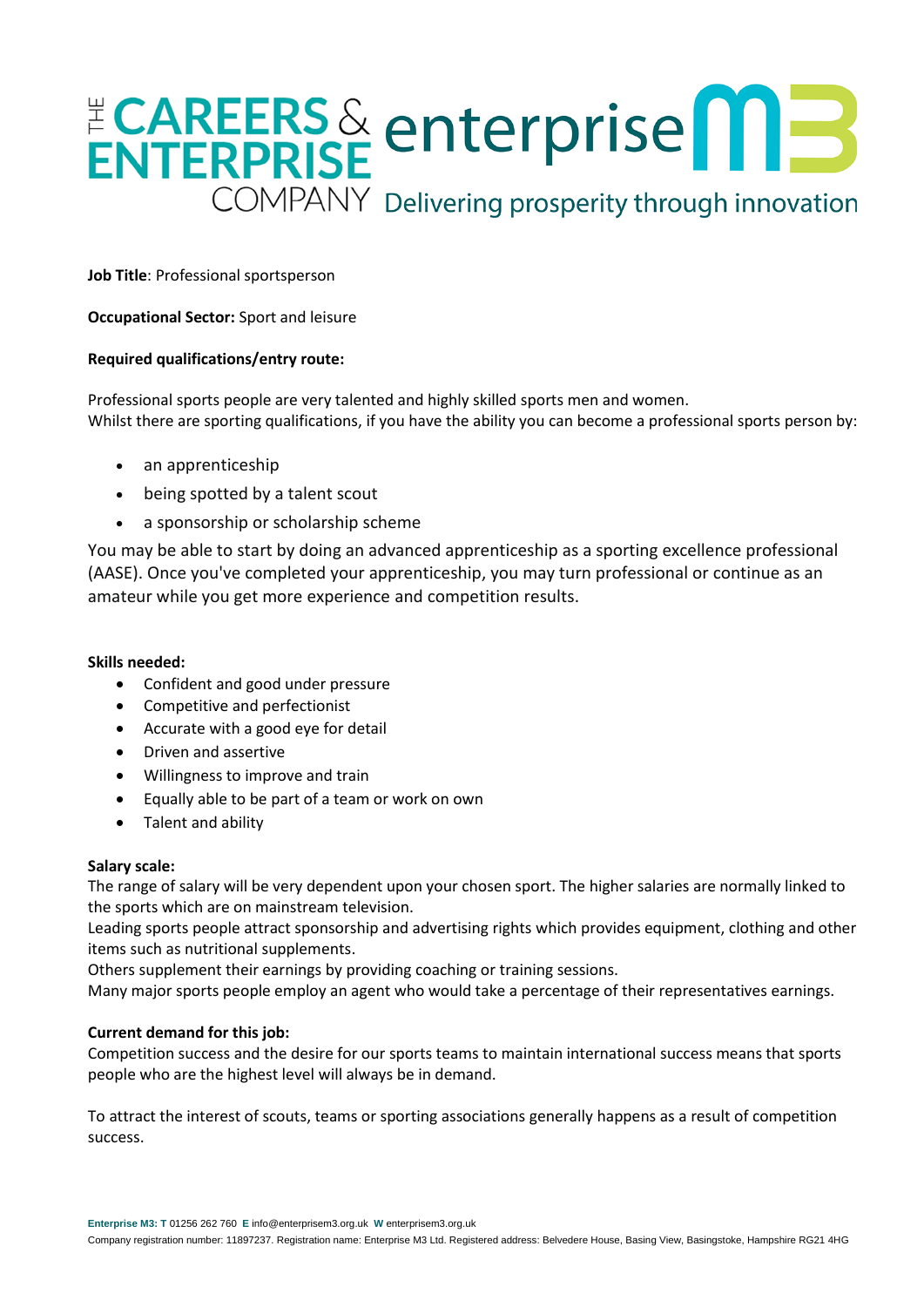**Job Title**: Professional sportsperson

**Occupational Sector:** Sport and leisure

**Required qualifications/entry route:**

Professional sports people are very talented and highly skilled sports men and women.
Whilst there are sporting qualifications, if you have the ability you can become a professional sports person by:

- an apprenticeship
- being spotted by a talent scout
- a sponsorship or scholarship scheme

You may be able to start by doing an advanced apprenticeship as a sporting excellence professional (AASE). Once you've completed your apprenticeship, you may turn professional or continue as an amateur while you get more experience and competition results.

**Skills needed:**

- Confident and good under pressure
- Competitive and perfectionist
- Accurate with a good eye for detail
- Driven and assertive
- Willingness to improve and train
- Equally able to be part of a team or work on own
- Talent and ability

**Salary scale:**

The range of salary will be very dependent upon your chosen sport. The higher salaries are normally linked to the sports which are on mainstream television.
Leading sports people attract sponsorship and advertising rights which provides equipment, clothing and other items such as nutritional supplements.
Others supplement their earnings by providing coaching or training sessions.
Many major sports people employ an agent who would take a percentage of their representatives earnings.

**Current demand for this job:**

Competition success and the desire for our sports teams to maintain international success means that sports people who are the highest level will always be in demand.

To attract the interest of scouts, teams or sporting associations generally happens as a result of competition success.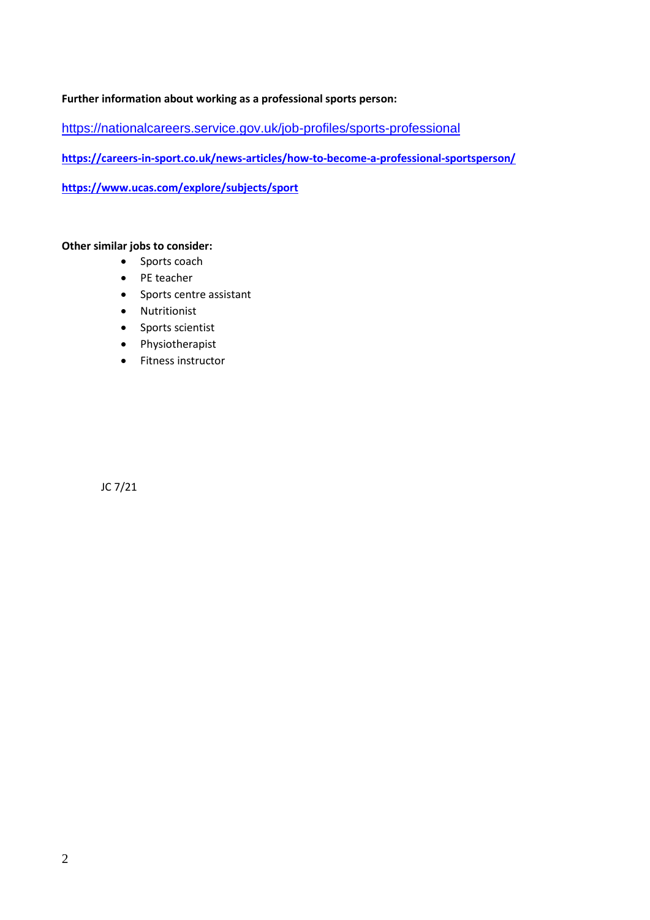**Further information about working as a professional sports person:**

https://nationalcareers.service.gov.uk/job-profiles/sports-professional

**https://careers-in-sport.co.uk/news-articles/how-to-become-a-professional-sportsperson/**

**https://www.ucas.com/explore/subjects/sport**

**Other similar jobs to consider:**

- Sports coach
- PE teacher
- Sports centre assistant
- Nutritionist
- Sports scientist
- Physiotherapist
- Fitness instructor

JC 7/21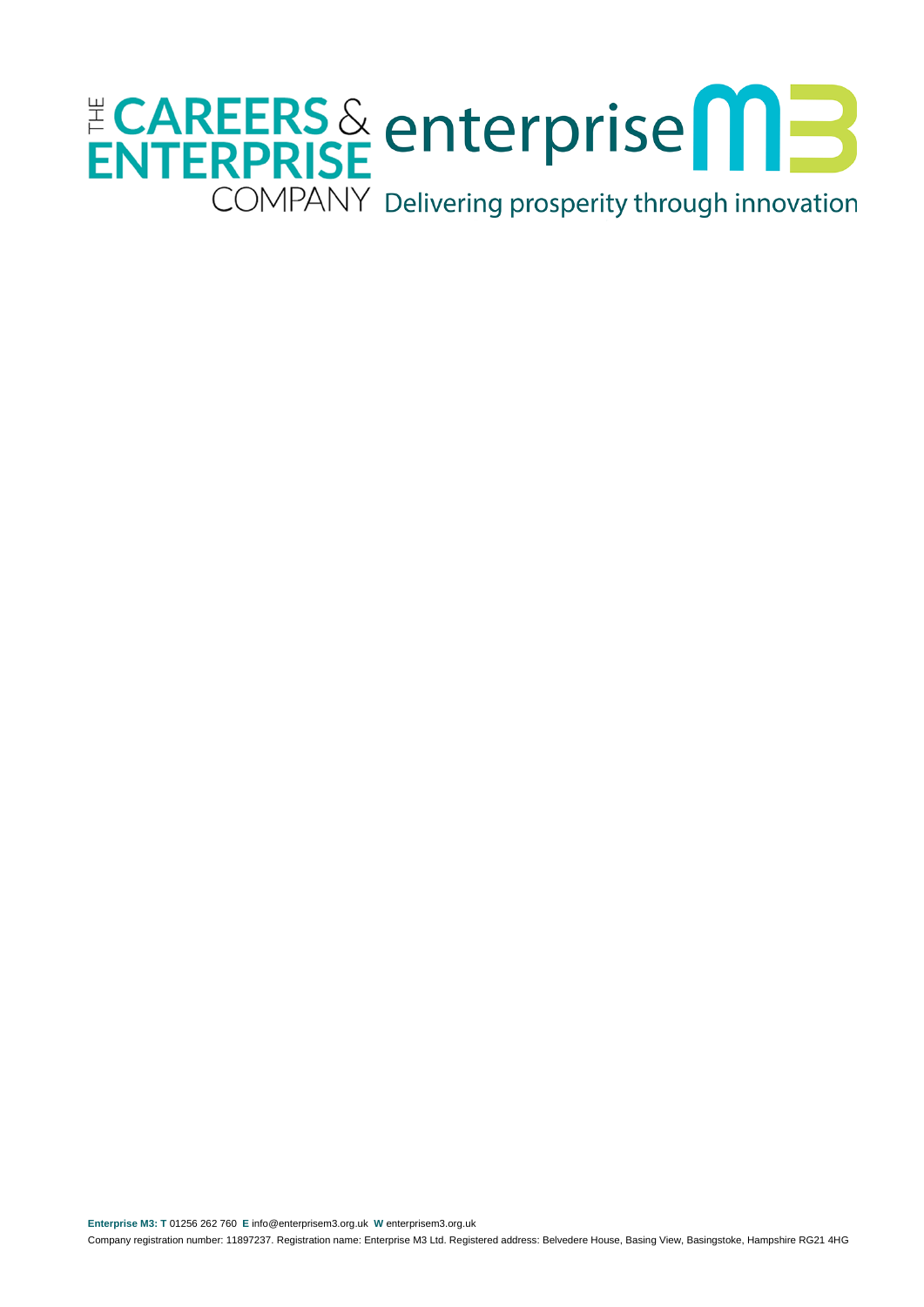THE CAREERS & ENTERPRISE COMPANY

enterprise M3

Delivering prosperity through innovation

**Enterprise M3: T** 01256 262 760 **E** info@enterprisem3.org.uk **W** enterprisem3.org.uk

Company registration number: 11897237. Registration name: Enterprise M3 Ltd. Registered address: Belvedere House, Basing View, Basingstoke, Hampshire RG21 4HG